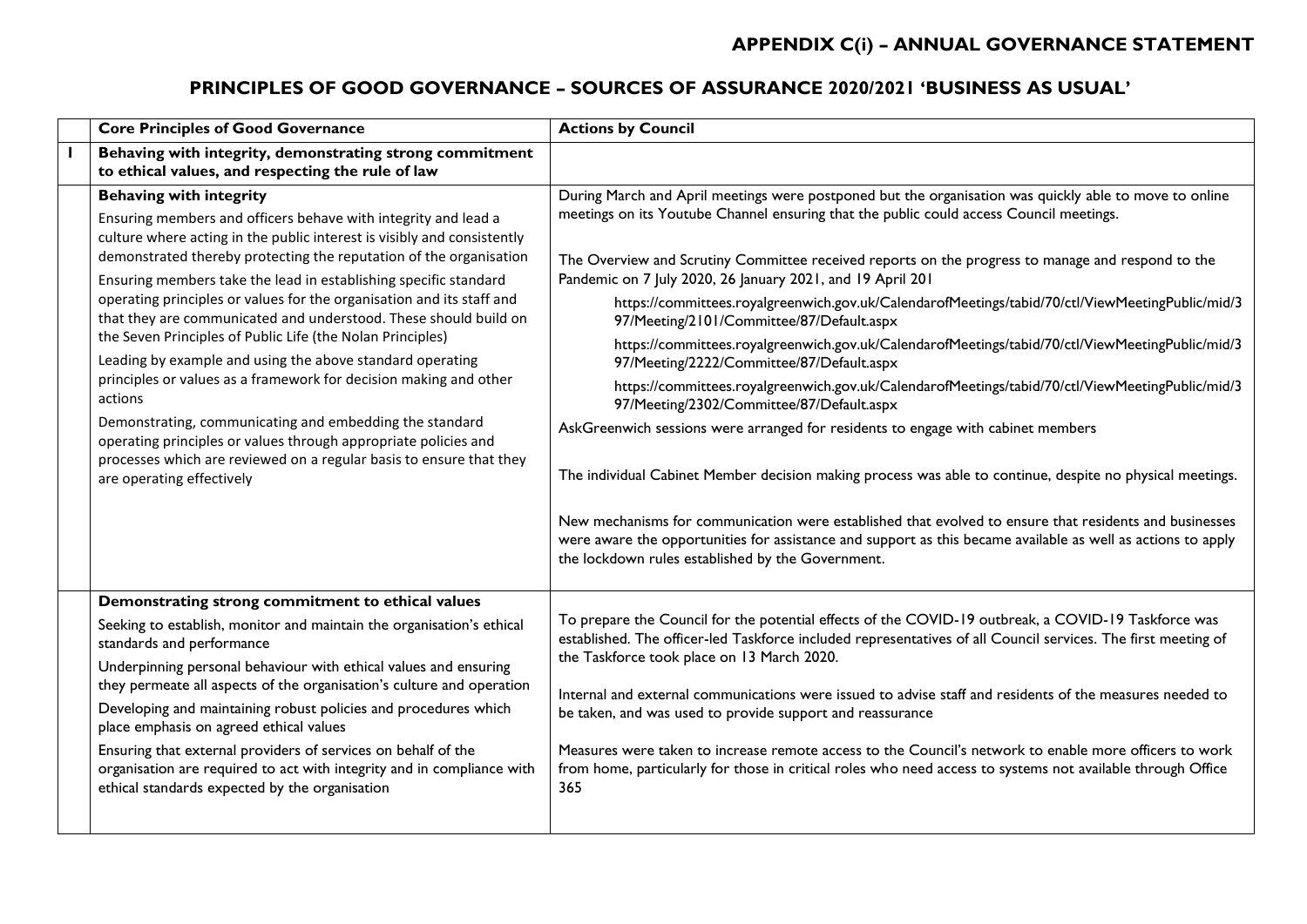# APPENDIX C(i) – ANNUAL GOVERNANCE STATEMENT

## PRINCIPLES OF GOOD GOVERNANCE – SOURCES OF ASSURANCE 2020/2021 'BUSINESS AS USUAL'

| | Core Principles of Good Governance | Actions by Council |
|---|---|---|
| 1 | **Behaving with integrity, demonstrating strong commitment to ethical values, and respecting the rule of law** | |
| | **Behaving with integrity**<br>Ensuring members and officers behave with integrity and lead a culture where acting in the public interest is visibly and consistently demonstrated thereby protecting the reputation of the organisation<br>Ensuring members take the lead in establishing specific standard operating principles or values for the organisation and its staff and that they are communicated and understood. These should build on the Seven Principles of Public Life (the Nolan Principles)<br>Leading by example and using the above standard operating principles or values as a framework for decision making and other actions<br>Demonstrating, communicating and embedding the standard operating principles or values through appropriate policies and processes which are reviewed on a regular basis to ensure that they are operating effectively | During March and April meetings were postponed but the organisation was quickly able to move to online meetings on its Youtube Channel ensuring that the public could access Council meetings.<br><br>The Overview and Scrutiny Committee received reports on the progress to manage and respond to the Pandemic on 7 July 2020, 26 January 2021, and 19 April 201<br>https://committees.royalgreenwich.gov.uk/CalendarofMeetings/tabid/70/ctl/ViewMeetingPublic/mid/397/Meeting/2101/Committee/87/Default.aspx<br>https://committees.royalgreenwich.gov.uk/CalendarofMeetings/tabid/70/ctl/ViewMeetingPublic/mid/397/Meeting/2222/Committee/87/Default.aspx<br>https://committees.royalgreenwich.gov.uk/CalendarofMeetings/tabid/70/ctl/ViewMeetingPublic/mid/397/Meeting/2302/Committee/87/Default.aspx<br>AskGreenwich sessions were arranged for residents to engage with cabinet members<br><br>The individual Cabinet Member decision making process was able to continue, despite no physical meetings.<br><br>New mechanisms for communication were established that evolved to ensure that residents and businesses were aware the opportunities for assistance and support as this became available as well as actions to apply the lockdown rules established by the Government. |
| | **Demonstrating strong commitment to ethical values**<br>Seeking to establish, monitor and maintain the organisation's ethical standards and performance<br>Underpinning personal behaviour with ethical values and ensuring they permeate all aspects of the organisation's culture and operation<br>Developing and maintaining robust policies and procedures which place emphasis on agreed ethical values<br>Ensuring that external providers of services on behalf of the organisation are required to act with integrity and in compliance with ethical standards expected by the organisation | To prepare the Council for the potential effects of the COVID-19 outbreak, a COVID-19 Taskforce was established. The officer-led Taskforce included representatives of all Council services. The first meeting of the Taskforce took place on 13 March 2020.<br><br>Internal and external communications were issued to advise staff and residents of the measures needed to be taken, and was used to provide support and reassurance<br><br>Measures were taken to increase remote access to the Council's network to enable more officers to work from home, particularly for those in critical roles who need access to systems not available through Office 365 |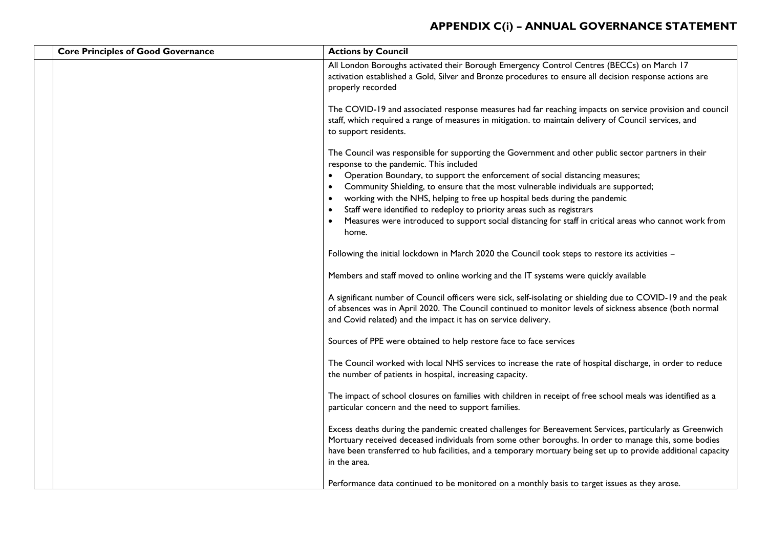# APPENDIX C(i) – ANNUAL GOVERNANCE STATEMENT

| | Core Principles of Good Governance | Actions by Council |
|---|---|---|
| | | All London Boroughs activated their Borough Emergency Control Centres (BECCs) on March 17 activation established a Gold, Silver and Bronze procedures to ensure all decision response actions are properly recorded<br><br>The COVID-19 and associated response measures had far reaching impacts on service provision and council staff, which required a range of measures in mitigation. to maintain delivery of Council services, and to support residents.<br><br>The Council was responsible for supporting the Government and other public sector partners in their response to the pandemic. This included<br>• Operation Boundary, to support the enforcement of social distancing measures;<br>• Community Shielding, to ensure that the most vulnerable individuals are supported;<br>• working with the NHS, helping to free up hospital beds during the pandemic<br>• Staff were identified to redeploy to priority areas such as registrars<br>• Measures were introduced to support social distancing for staff in critical areas who cannot work from home.<br><br>Following the initial lockdown in March 2020 the Council took steps to restore its activities –<br><br>Members and staff moved to online working and the IT systems were quickly available<br><br>A significant number of Council officers were sick, self-isolating or shielding due to COVID-19 and the peak of absences was in April 2020. The Council continued to monitor levels of sickness absence (both normal and Covid related) and the impact it has on service delivery.<br><br>Sources of PPE were obtained to help restore face to face services<br><br>The Council worked with local NHS services to increase the rate of hospital discharge, in order to reduce the number of patients in hospital, increasing capacity.<br><br>The impact of school closures on families with children in receipt of free school meals was identified as a particular concern and the need to support families.<br><br>Excess deaths during the pandemic created challenges for Bereavement Services, particularly as Greenwich Mortuary received deceased individuals from some other boroughs. In order to manage this, some bodies have been transferred to hub facilities, and a temporary mortuary being set up to provide additional capacity in the area.<br><br>Performance data continued to be monitored on a monthly basis to target issues as they arose. |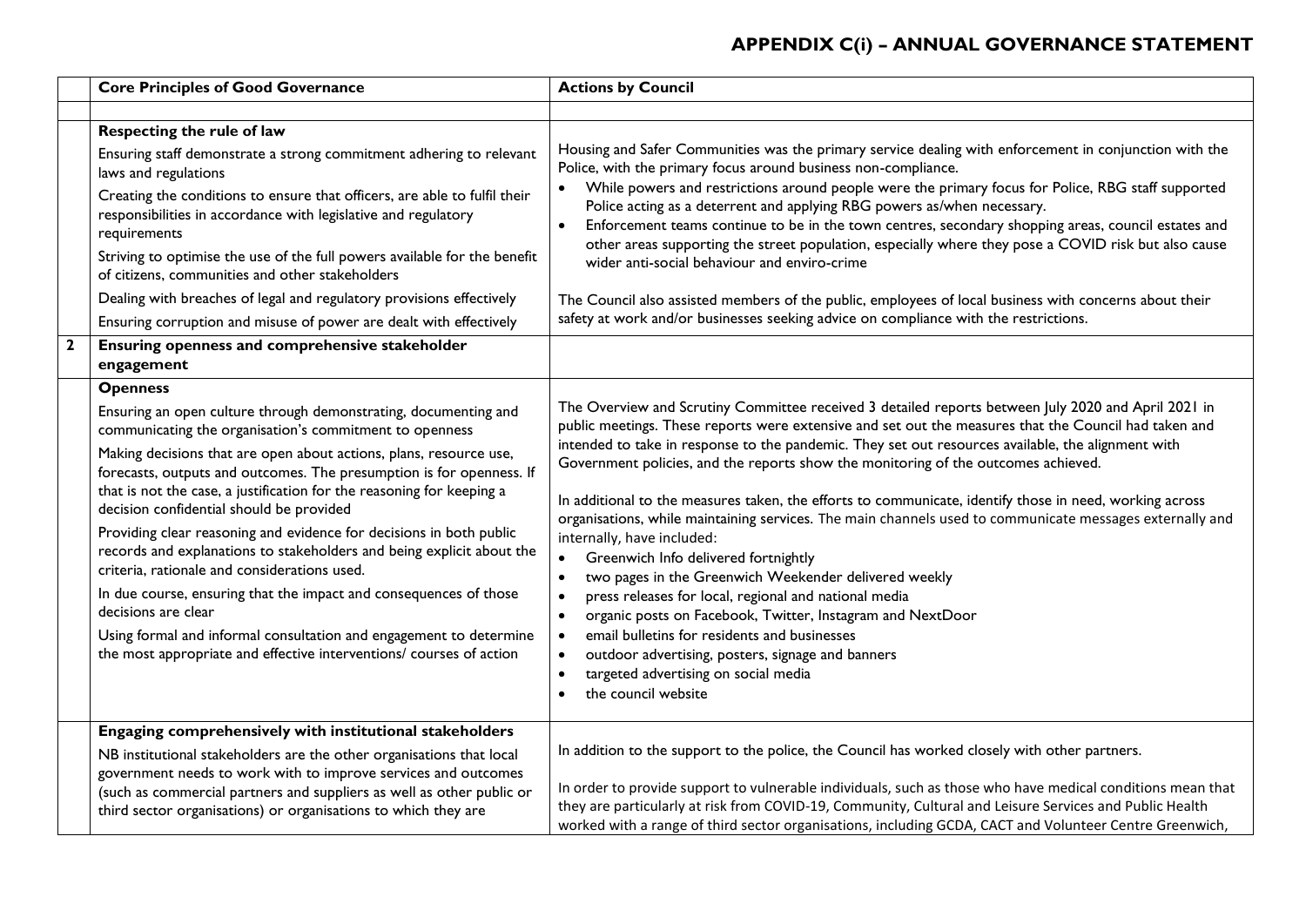# APPENDIX C(i) – ANNUAL GOVERNANCE STATEMENT

| | Core Principles of Good Governance | Actions by Council |
|---|---|---|
| | | |
| | **Respecting the rule of law**<br>Ensuring staff demonstrate a strong commitment adhering to relevant laws and regulations<br>Creating the conditions to ensure that officers, are able to fulfil their responsibilities in accordance with legislative and regulatory requirements<br>Striving to optimise the use of the full powers available for the benefit of citizens, communities and other stakeholders<br>Dealing with breaches of legal and regulatory provisions effectively<br>Ensuring corruption and misuse of power are dealt with effectively | Housing and Safer Communities was the primary service dealing with enforcement in conjunction with the Police, with the primary focus around business non-compliance.<br>• While powers and restrictions around people were the primary focus for Police, RBG staff supported Police acting as a deterrent and applying RBG powers as/when necessary.<br>• Enforcement teams continue to be in the town centres, secondary shopping areas, council estates and other areas supporting the street population, especially where they pose a COVID risk but also cause wider anti-social behaviour and enviro-crime<br><br>The Council also assisted members of the public, employees of local business with concerns about their safety at work and/or businesses seeking advice on compliance with the restrictions. |
| **2** | **Ensuring openness and comprehensive stakeholder engagement** | |
| | **Openness**<br>Ensuring an open culture through demonstrating, documenting and communicating the organisation's commitment to openness<br>Making decisions that are open about actions, plans, resource use, forecasts, outputs and outcomes. The presumption is for openness. If that is not the case, a justification for the reasoning for keeping a decision confidential should be provided<br>Providing clear reasoning and evidence for decisions in both public records and explanations to stakeholders and being explicit about the criteria, rationale and considerations used.<br>In due course, ensuring that the impact and consequences of those decisions are clear<br>Using formal and informal consultation and engagement to determine the most appropriate and effective interventions/ courses of action | The Overview and Scrutiny Committee received 3 detailed reports between July 2020 and April 2021 in public meetings. These reports were extensive and set out the measures that the Council had taken and intended to take in response to the pandemic. They set out resources available, the alignment with Government policies, and the reports show the monitoring of the outcomes achieved.<br><br>In additional to the measures taken, the efforts to communicate, identify those in need, working across organisations, while maintaining services. The main channels used to communicate messages externally and internally, have included:<br>• Greenwich Info delivered fortnightly<br>• two pages in the Greenwich Weekender delivered weekly<br>• press releases for local, regional and national media<br>• organic posts on Facebook, Twitter, Instagram and NextDoor<br>• email bulletins for residents and businesses<br>• outdoor advertising, posters, signage and banners<br>• targeted advertising on social media<br>• the council website |
| | **Engaging comprehensively with institutional stakeholders**<br>NB institutional stakeholders are the other organisations that local government needs to work with to improve services and outcomes (such as commercial partners and suppliers as well as other public or third sector organisations) or organisations to which they are | In addition to the support to the police, the Council has worked closely with other partners.<br><br>In order to provide support to vulnerable individuals, such as those who have medical conditions mean that they are particularly at risk from COVID-19, Community, Cultural and Leisure Services and Public Health worked with a range of third sector organisations, including GCDA, CACT and Volunteer Centre Greenwich, |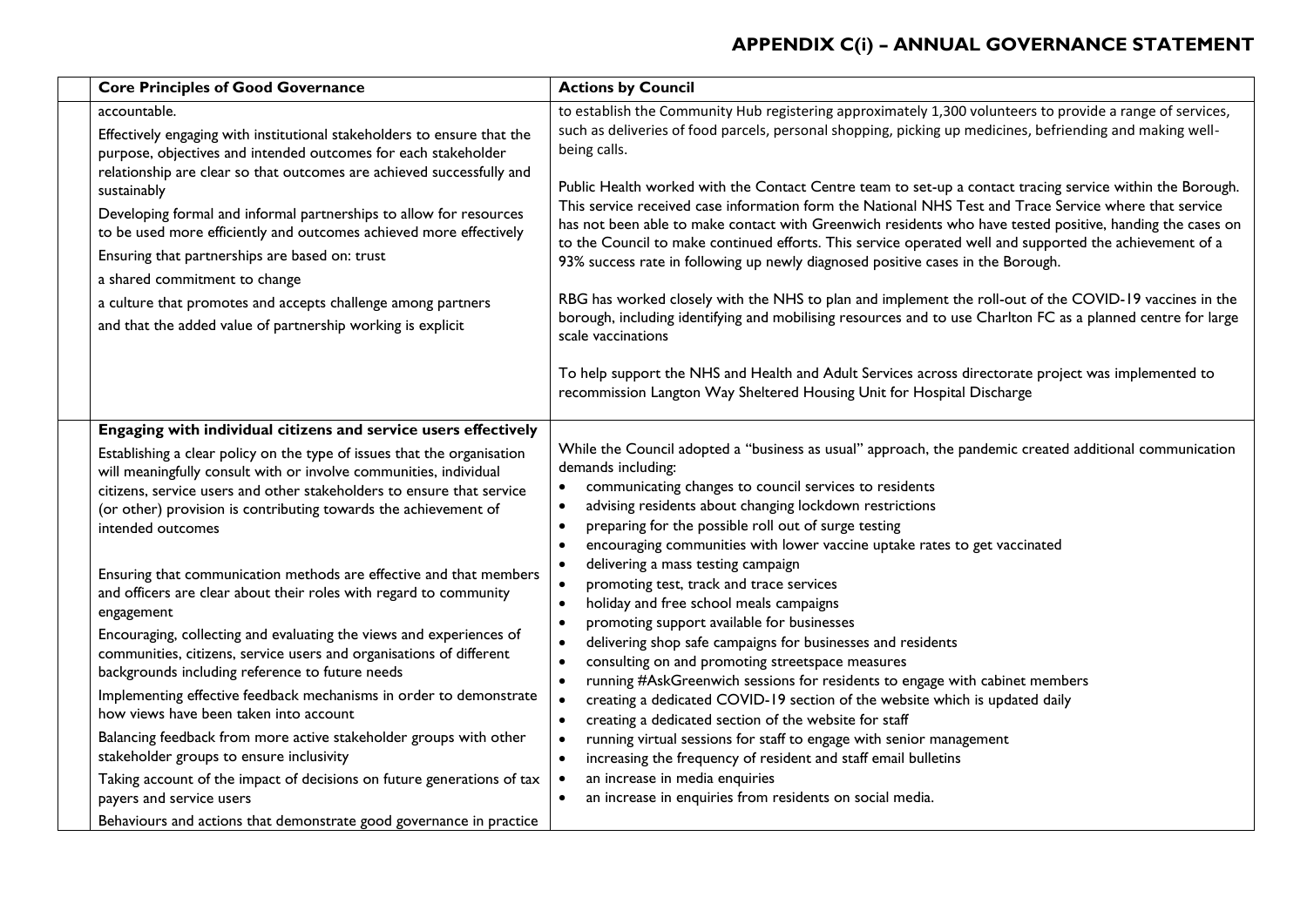| Core Principles of Good Governance | Actions by Council |
|---|---|
| accountable.<br><br>Effectively engaging with institutional stakeholders to ensure that the purpose, objectives and intended outcomes for each stakeholder relationship are clear so that outcomes are achieved successfully and sustainably<br><br>Developing formal and informal partnerships to allow for resources to be used more efficiently and outcomes achieved more effectively<br><br>Ensuring that partnerships are based on: trust<br><br>a shared commitment to change<br><br>a culture that promotes and accepts challenge among partners<br><br>and that the added value of partnership working is explicit | to establish the Community Hub registering approximately 1,300 volunteers to provide a range of services, such as deliveries of food parcels, personal shopping, picking up medicines, befriending and making well-being calls.<br><br>Public Health worked with the Contact Centre team to set-up a contact tracing service within the Borough. This service received case information form the National NHS Test and Trace Service where that service has not been able to make contact with Greenwich residents who have tested positive, handing the cases on to the Council to make continued efforts. This service operated well and supported the achievement of a 93% success rate in following up newly diagnosed positive cases in the Borough.<br><br>RBG has worked closely with the NHS to plan and implement the roll-out of the COVID-19 vaccines in the borough, including identifying and mobilising resources and to use Charlton FC as a planned centre for large scale vaccinations<br><br>To help support the NHS and Health and Adult Services across directorate project was implemented to recommission Langton Way Sheltered Housing Unit for Hospital Discharge |
| **Engaging with individual citizens and service users effectively**<br><br>Establishing a clear policy on the type of issues that the organisation will meaningfully consult with or involve communities, individual citizens, service users and other stakeholders to ensure that service (or other) provision is contributing towards the achievement of intended outcomes<br><br>Ensuring that communication methods are effective and that members and officers are clear about their roles with regard to community engagement<br><br>Encouraging, collecting and evaluating the views and experiences of communities, citizens, service users and organisations of different backgrounds including reference to future needs<br><br>Implementing effective feedback mechanisms in order to demonstrate how views have been taken into account<br><br>Balancing feedback from more active stakeholder groups with other stakeholder groups to ensure inclusivity<br><br>Taking account of the impact of decisions on future generations of tax payers and service users<br><br>Behaviours and actions that demonstrate good governance in practice | While the Council adopted a "business as usual" approach, the pandemic created additional communication demands including:<br>• communicating changes to council services to residents<br>• advising residents about changing lockdown restrictions<br>• preparing for the possible roll out of surge testing<br>• encouraging communities with lower vaccine uptake rates to get vaccinated<br>• delivering a mass testing campaign<br>• promoting test, track and trace services<br>• holiday and free school meals campaigns<br>• promoting support available for businesses<br>• delivering shop safe campaigns for businesses and residents<br>• consulting on and promoting streetspace measures<br>• running #AskGreenwich sessions for residents to engage with cabinet members<br>• creating a dedicated COVID-19 section of the website which is updated daily<br>• creating a dedicated section of the website for staff<br>• running virtual sessions for staff to engage with senior management<br>• increasing the frequency of resident and staff email bulletins<br>• an increase in media enquiries<br>• an increase in enquiries from residents on social media. |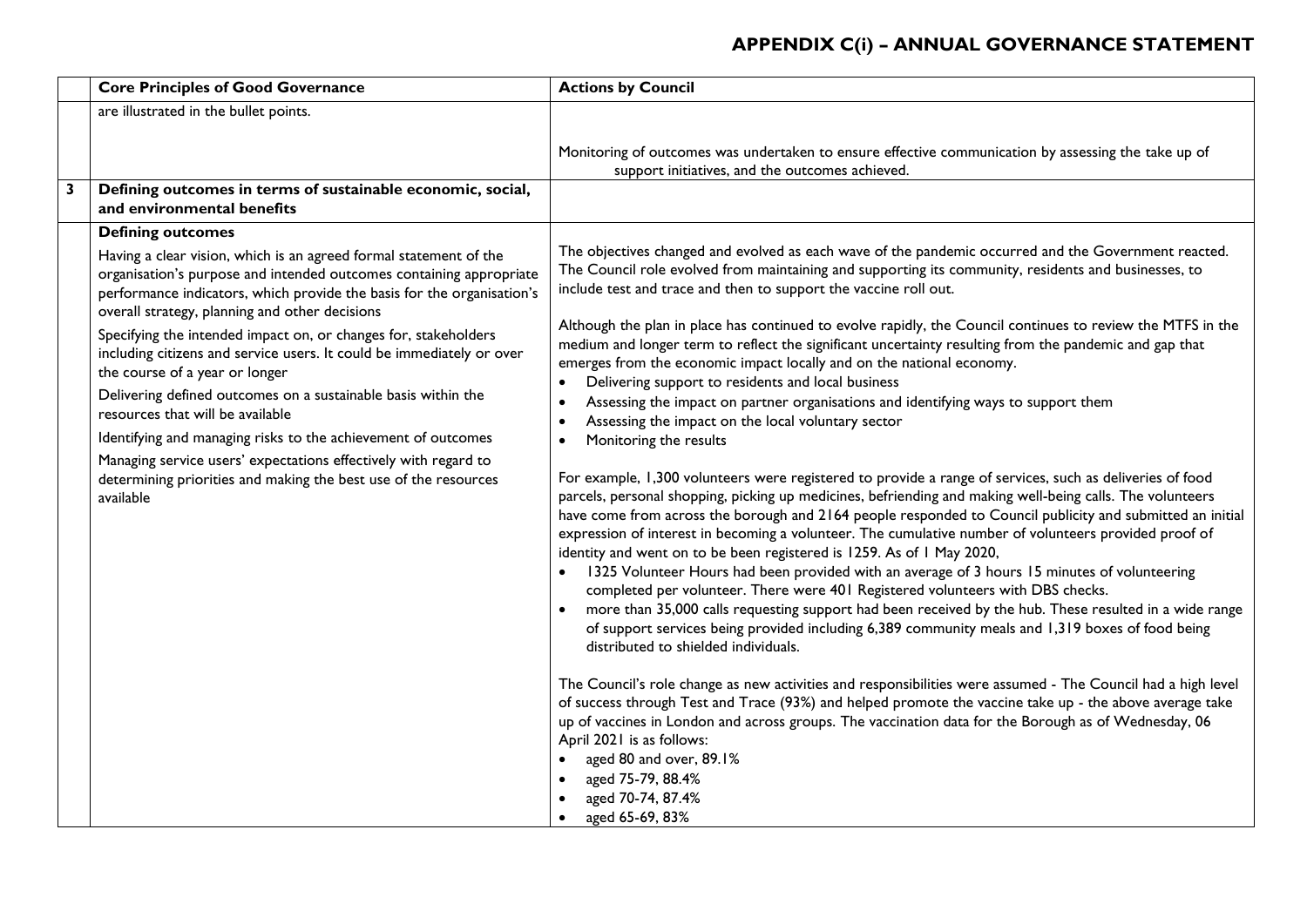| | Core Principles of Good Governance | Actions by Council |
|---|---|---|
| | are illustrated in the bullet points. | Monitoring of outcomes was undertaken to ensure effective communication by assessing the take up of support initiatives, and the outcomes achieved. |
| **3** | **Defining outcomes in terms of sustainable economic, social, and environmental benefits** | |
| | **Defining outcomes**<br><br>Having a clear vision, which is an agreed formal statement of the organisation's purpose and intended outcomes containing appropriate performance indicators, which provide the basis for the organisation's overall strategy, planning and other decisions<br><br>Specifying the intended impact on, or changes for, stakeholders including citizens and service users. It could be immediately or over the course of a year or longer<br><br>Delivering defined outcomes on a sustainable basis within the resources that will be available<br><br>Identifying and managing risks to the achievement of outcomes<br><br>Managing service users' expectations effectively with regard to determining priorities and making the best use of the resources available | The objectives changed and evolved as each wave of the pandemic occurred and the Government reacted. The Council role evolved from maintaining and supporting its community, residents and businesses, to include test and trace and then to support the vaccine roll out.<br><br>Although the plan in place has continued to evolve rapidly, the Council continues to review the MTFS in the medium and longer term to reflect the significant uncertainty resulting from the pandemic and gap that emerges from the economic impact locally and on the national economy.<br>• Delivering support to residents and local business<br>• Assessing the impact on partner organisations and identifying ways to support them<br>• Assessing the impact on the local voluntary sector<br>• Monitoring the results<br><br>For example, 1,300 volunteers were registered to provide a range of services, such as deliveries of food parcels, personal shopping, picking up medicines, befriending and making well-being calls. The volunteers have come from across the borough and 2164 people responded to Council publicity and submitted an initial expression of interest in becoming a volunteer. The cumulative number of volunteers provided proof of identity and went on to be been registered is 1259. As of 1 May 2020,<br>• 1325 Volunteer Hours had been provided with an average of 3 hours 15 minutes of volunteering completed per volunteer. There were 401 Registered volunteers with DBS checks.<br>• more than 35,000 calls requesting support had been received by the hub. These resulted in a wide range of support services being provided including 6,389 community meals and 1,319 boxes of food being distributed to shielded individuals.<br><br>The Council's role change as new activities and responsibilities were assumed - The Council had a high level of success through Test and Trace (93%) and helped promote the vaccine take up - the above average take up of vaccines in London and across groups. The vaccination data for the Borough as of Wednesday, 06 April 2021 is as follows:<br>• aged 80 and over, 89.1%<br>• aged 75-79, 88.4%<br>• aged 70-74, 87.4%<br>• aged 65-69, 83% |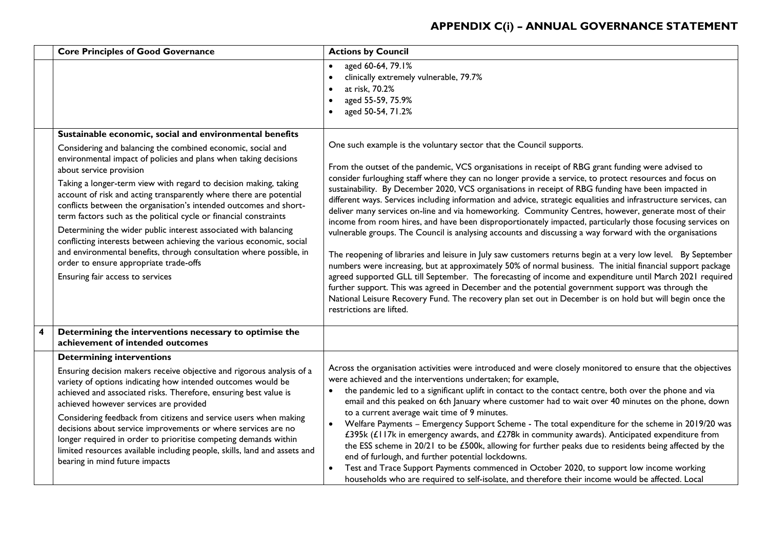# APPENDIX C(i) – ANNUAL GOVERNANCE STATEMENT

| | Core Principles of Good Governance | Actions by Council |
|---|---|---|
| | | • aged 60-64, 79.1%<br>• clinically extremely vulnerable, 79.7%<br>• at risk, 70.2%<br>• aged 55-59, 75.9%<br>• aged 50-54, 71.2% |
| | **Sustainable economic, social and environmental benefits**<br>Considering and balancing the combined economic, social and environmental impact of policies and plans when taking decisions about service provision<br>Taking a longer-term view with regard to decision making, taking account of risk and acting transparently where there are potential conflicts between the organisation's intended outcomes and short-term factors such as the political cycle or financial constraints<br>Determining the wider public interest associated with balancing conflicting interests between achieving the various economic, social and environmental benefits, through consultation where possible, in order to ensure appropriate trade-offs<br>Ensuring fair access to services | One such example is the voluntary sector that the Council supports.<br><br>From the outset of the pandemic, VCS organisations in receipt of RBG grant funding were advised to consider furloughing staff where they can no longer provide a service, to protect resources and focus on sustainability. By December 2020, VCS organisations in receipt of RBG funding have been impacted in different ways. Services including information and advice, strategic equalities and infrastructure services, can deliver many services on-line and via homeworking. Community Centres, however, generate most of their income from room hires, and have been disproportionately impacted, particularly those focusing services on vulnerable groups. The Council is analysing accounts and discussing a way forward with the organisations<br><br>The reopening of libraries and leisure in July saw customers returns begin at a very low level. By September numbers were increasing, but at approximately 50% of normal business. The initial financial support package agreed supported GLL till September. The forecasting of income and expenditure until March 2021 required further support. This was agreed in December and the potential government support was through the National Leisure Recovery Fund. The recovery plan set out in December is on hold but will begin once the restrictions are lifted. |
| **4** | **Determining the interventions necessary to optimise the achievement of intended outcomes** | |
| | **Determining interventions**<br>Ensuring decision makers receive objective and rigorous analysis of a variety of options indicating how intended outcomes would be achieved and associated risks. Therefore, ensuring best value is achieved however services are provided<br>Considering feedback from citizens and service users when making decisions about service improvements or where services are no longer required in order to prioritise competing demands within limited resources available including people, skills, land and assets and bearing in mind future impacts | Across the organisation activities were introduced and were closely monitored to ensure that the objectives were achieved and the interventions undertaken; for example,<br>• the pandemic led to a significant uplift in contact to the contact centre, both over the phone and via email and this peaked on 6th January where customer had to wait over 40 minutes on the phone, down to a current average wait time of 9 minutes.<br>• Welfare Payments – Emergency Support Scheme - The total expenditure for the scheme in 2019/20 was £395k (£117k in emergency awards, and £278k in community awards). Anticipated expenditure from the ESS scheme in 20/21 to be £500k, allowing for further peaks due to residents being affected by the end of furlough, and further potential lockdowns.<br>• Test and Trace Support Payments commenced in October 2020, to support low income working households who are required to self-isolate, and therefore their income would be affected. Local |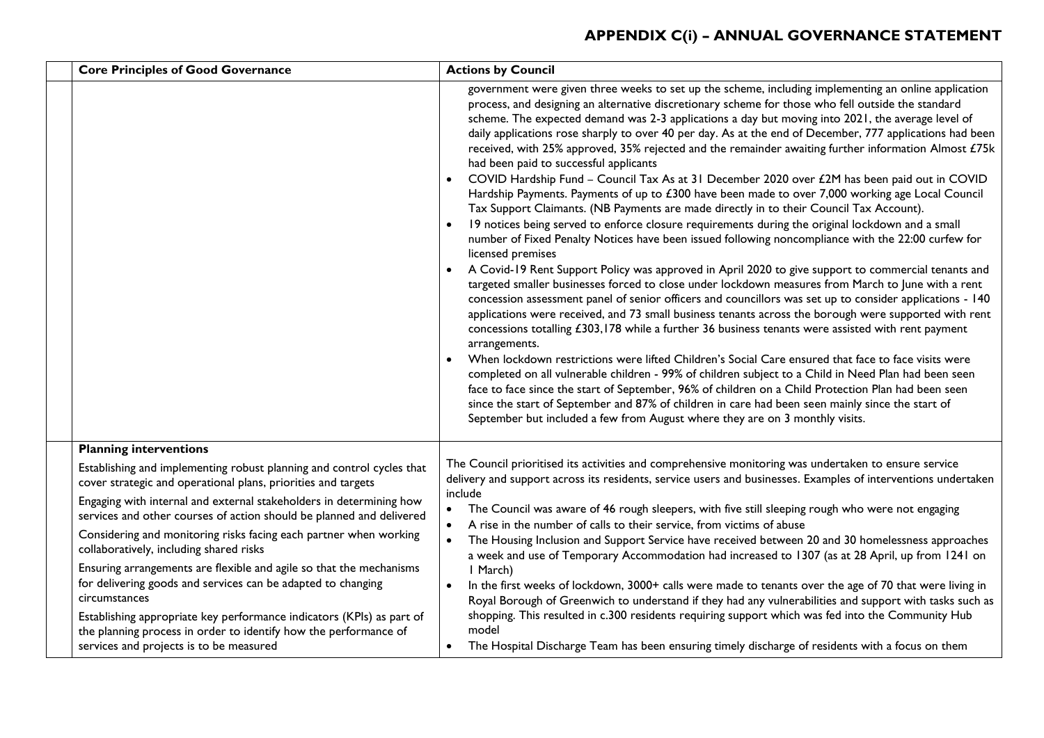| | Core Principles of Good Governance | Actions by Council |
|---|---|---|
| | | government were given three weeks to set up the scheme, including implementing an online application process, and designing an alternative discretionary scheme for those who fell outside the standard scheme. The expected demand was 2-3 applications a day but moving into 2021, the average level of daily applications rose sharply to over 40 per day. As at the end of December, 777 applications had been received, with 25% approved, 35% rejected and the remainder awaiting further information Almost £75k had been paid to successful applicants<br>• COVID Hardship Fund – Council Tax As at 31 December 2020 over £2M has been paid out in COVID Hardship Payments. Payments of up to £300 have been made to over 7,000 working age Local Council Tax Support Claimants. (NB Payments are made directly in to their Council Tax Account).<br>• 19 notices being served to enforce closure requirements during the original lockdown and a small number of Fixed Penalty Notices have been issued following noncompliance with the 22:00 curfew for licensed premises<br>• A Covid-19 Rent Support Policy was approved in April 2020 to give support to commercial tenants and targeted smaller businesses forced to close under lockdown measures from March to June with a rent concession assessment panel of senior officers and councillors was set up to consider applications - 140 applications were received, and 73 small business tenants across the borough were supported with rent concessions totalling £303,178 while a further 36 business tenants were assisted with rent payment arrangements.<br>• When lockdown restrictions were lifted Children's Social Care ensured that face to face visits were completed on all vulnerable children - 99% of children subject to a Child in Need Plan had been seen face to face since the start of September, 96% of children on a Child Protection Plan had been seen since the start of September and 87% of children in care had been seen mainly since the start of September but included a few from August where they are on 3 monthly visits. |
| | **Planning interventions**<br>Establishing and implementing robust planning and control cycles that cover strategic and operational plans, priorities and targets<br>Engaging with internal and external stakeholders in determining how services and other courses of action should be planned and delivered<br>Considering and monitoring risks facing each partner when working collaboratively, including shared risks<br>Ensuring arrangements are flexible and agile so that the mechanisms for delivering goods and services can be adapted to changing circumstances<br>Establishing appropriate key performance indicators (KPIs) as part of the planning process in order to identify how the performance of services and projects is to be measured | The Council prioritised its activities and comprehensive monitoring was undertaken to ensure service delivery and support across its residents, service users and businesses. Examples of interventions undertaken include<br>• The Council was aware of 46 rough sleepers, with five still sleeping rough who were not engaging<br>• A rise in the number of calls to their service, from victims of abuse<br>• The Housing Inclusion and Support Service have received between 20 and 30 homelessness approaches a week and use of Temporary Accommodation had increased to 1307 (as at 28 April, up from 1241 on 1 March)<br>• In the first weeks of lockdown, 3000+ calls were made to tenants over the age of 70 that were living in Royal Borough of Greenwich to understand if they had any vulnerabilities and support with tasks such as shopping. This resulted in c.300 residents requiring support which was fed into the Community Hub model<br>• The Hospital Discharge Team has been ensuring timely discharge of residents with a focus on them |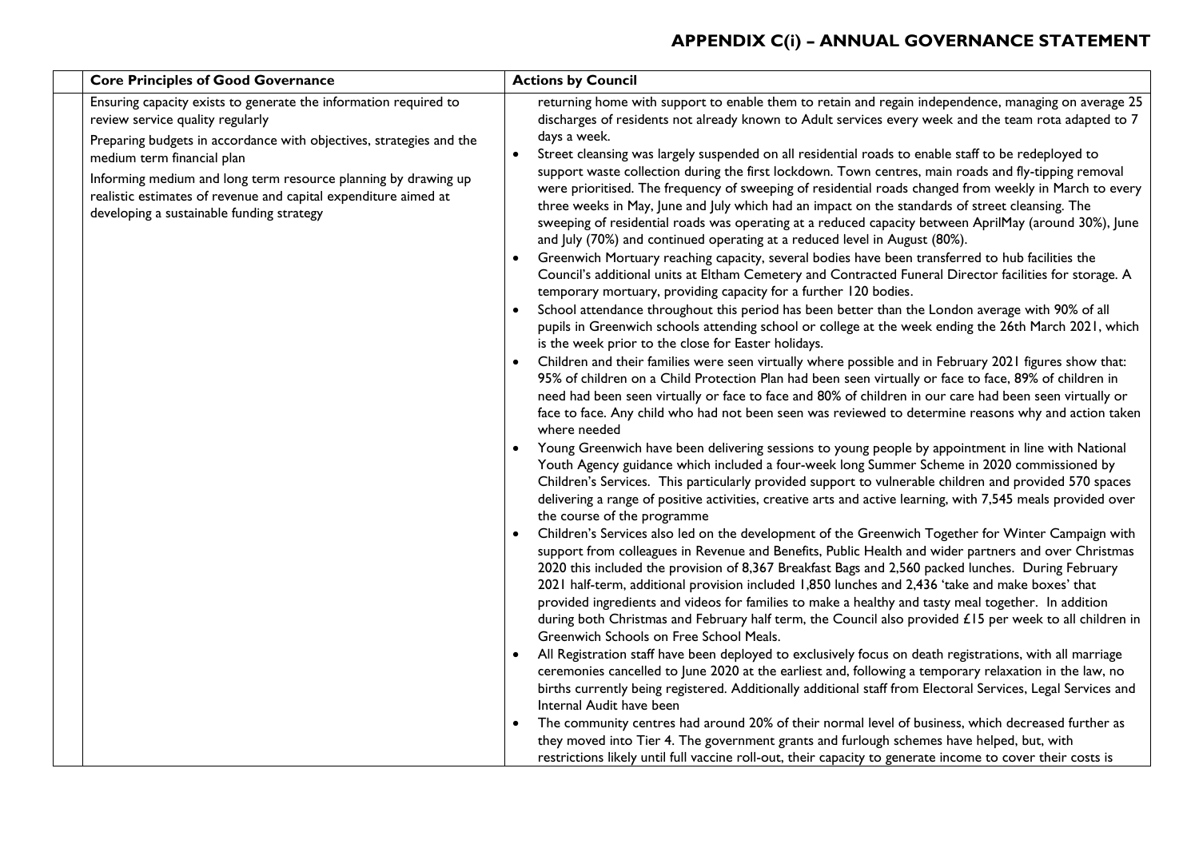| | Core Principles of Good Governance | Actions by Council |
|---|---|---|
| | Ensuring capacity exists to generate the information required to review service quality regularly<br><br>Preparing budgets in accordance with objectives, strategies and the medium term financial plan<br><br>Informing medium and long term resource planning by drawing up realistic estimates of revenue and capital expenditure aimed at developing a sustainable funding strategy | returning home with support to enable them to retain and regain independence, managing on average 25 discharges of residents not already known to Adult services every week and the team rota adapted to 7 days a week.<br>• Street cleansing was largely suspended on all residential roads to enable staff to be redeployed to support waste collection during the first lockdown. Town centres, main roads and fly-tipping removal were prioritised. The frequency of sweeping of residential roads changed from weekly in March to every three weeks in May, June and July which had an impact on the standards of street cleansing. The sweeping of residential roads was operating at a reduced capacity between AprilMay (around 30%), June and July (70%) and continued operating at a reduced level in August (80%).<br>• Greenwich Mortuary reaching capacity, several bodies have been transferred to hub facilities the Council's additional units at Eltham Cemetery and Contracted Funeral Director facilities for storage. A temporary mortuary, providing capacity for a further 120 bodies.<br>• School attendance throughout this period has been better than the London average with 90% of all pupils in Greenwich schools attending school or college at the week ending the 26th March 2021, which is the week prior to the close for Easter holidays.<br>• Children and their families were seen virtually where possible and in February 2021 figures show that: 95% of children on a Child Protection Plan had been seen virtually or face to face, 89% of children in need had been seen virtually or face to face and 80% of children in our care had been seen virtually or face to face. Any child who had not been seen was reviewed to determine reasons why and action taken where needed<br>• Young Greenwich have been delivering sessions to young people by appointment in line with National Youth Agency guidance which included a four-week long Summer Scheme in 2020 commissioned by Children's Services. This particularly provided support to vulnerable children and provided 570 spaces delivering a range of positive activities, creative arts and active learning, with 7,545 meals provided over the course of the programme<br>• Children's Services also led on the development of the Greenwich Together for Winter Campaign with support from colleagues in Revenue and Benefits, Public Health and wider partners and over Christmas 2020 this included the provision of 8,367 Breakfast Bags and 2,560 packed lunches. During February 2021 half-term, additional provision included 1,850 lunches and 2,436 'take and make boxes' that provided ingredients and videos for families to make a healthy and tasty meal together. In addition during both Christmas and February half term, the Council also provided £15 per week to all children in Greenwich Schools on Free School Meals.<br>• All Registration staff have been deployed to exclusively focus on death registrations, with all marriage ceremonies cancelled to June 2020 at the earliest and, following a temporary relaxation in the law, no births currently being registered. Additionally additional staff from Electoral Services, Legal Services and Internal Audit have been<br>• The community centres had around 20% of their normal level of business, which decreased further as they moved into Tier 4. The government grants and furlough schemes have helped, but, with restrictions likely until full vaccine roll-out, their capacity to generate income to cover their costs is |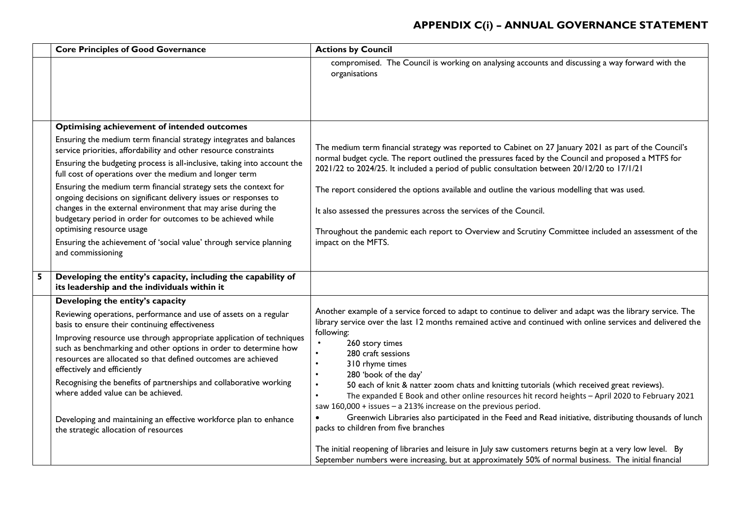# APPENDIX C(i) – ANNUAL GOVERNANCE STATEMENT

| | Core Principles of Good Governance | Actions by Council |
|---|---|---|
| | | compromised. The Council is working on analysing accounts and discussing a way forward with the organisations |
| | **Optimising achievement of intended outcomes**<br>Ensuring the medium term financial strategy integrates and balances service priorities, affordability and other resource constraints<br>Ensuring the budgeting process is all-inclusive, taking into account the full cost of operations over the medium and longer term<br>Ensuring the medium term financial strategy sets the context for ongoing decisions on significant delivery issues or responses to changes in the external environment that may arise during the budgetary period in order for outcomes to be achieved while optimising resource usage<br>Ensuring the achievement of 'social value' through service planning and commissioning | The medium term financial strategy was reported to Cabinet on 27 January 2021 as part of the Council's normal budget cycle. The report outlined the pressures faced by the Council and proposed a MTFS for 2021/22 to 2024/25. It included a period of public consultation between 20/12/20 to 17/1/21<br><br>The report considered the options available and outline the various modelling that was used.<br><br>It also assessed the pressures across the services of the Council.<br><br>Throughout the pandemic each report to Overview and Scrutiny Committee included an assessment of the impact on the MFTS. |
| **5** | **Developing the entity's capacity, including the capability of its leadership and the individuals within it** | |
| | **Developing the entity's capacity**<br>Reviewing operations, performance and use of assets on a regular basis to ensure their continuing effectiveness<br>Improving resource use through appropriate application of techniques such as benchmarking and other options in order to determine how resources are allocated so that defined outcomes are achieved effectively and efficiently<br>Recognising the benefits of partnerships and collaborative working where added value can be achieved.<br><br>Developing and maintaining an effective workforce plan to enhance the strategic allocation of resources | Another example of a service forced to adapt to continue to deliver and adapt was the library service. The library service over the last 12 months remained active and continued with online services and delivered the following:<br>• 260 story times<br>• 280 craft sessions<br>• 310 rhyme times<br>• 280 'book of the day'<br>• 50 each of knit & natter zoom chats and knitting tutorials (which received great reviews).<br>• The expanded E Book and other online resources hit record heights – April 2020 to February 2021 saw 160,000 + issues – a 213% increase on the previous period.<br>• Greenwich Libraries also participated in the Feed and Read initiative, distributing thousands of lunch packs to children from five branches<br><br>The initial reopening of libraries and leisure in July saw customers returns begin at a very low level. By September numbers were increasing, but at approximately 50% of normal business. The initial financial |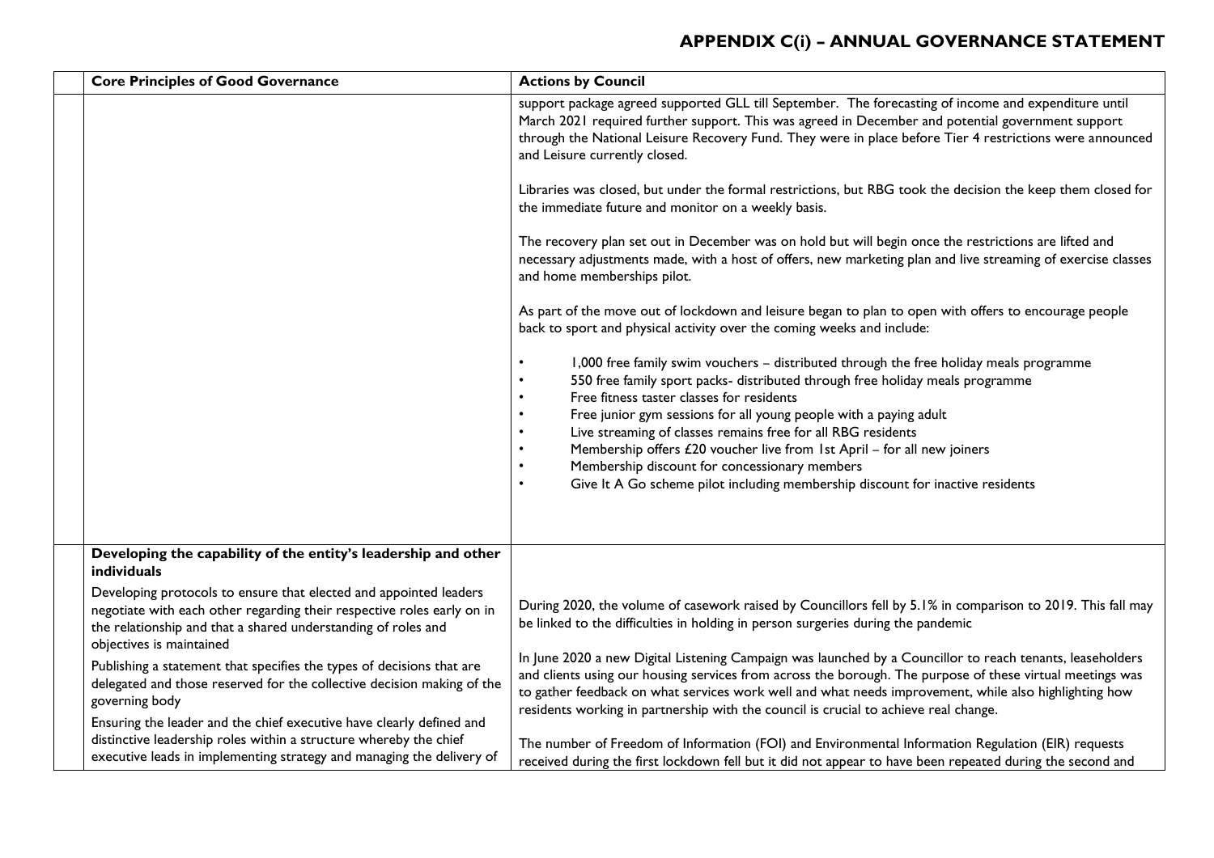# APPENDIX C(i) – ANNUAL GOVERNANCE STATEMENT

| | Core Principles of Good Governance | Actions by Council |
|---|---|---|
| | | support package agreed supported GLL till September. The forecasting of income and expenditure until March 2021 required further support. This was agreed in December and potential government support through the National Leisure Recovery Fund. They were in place before Tier 4 restrictions were announced and Leisure currently closed.<br><br>Libraries was closed, but under the formal restrictions, but RBG took the decision the keep them closed for the immediate future and monitor on a weekly basis.<br><br>The recovery plan set out in December was on hold but will begin once the restrictions are lifted and necessary adjustments made, with a host of offers, new marketing plan and live streaming of exercise classes and home memberships pilot.<br><br>As part of the move out of lockdown and leisure began to plan to open with offers to encourage people back to sport and physical activity over the coming weeks and include:<br><br>• 1,000 free family swim vouchers – distributed through the free holiday meals programme<br>• 550 free family sport packs- distributed through free holiday meals programme<br>• Free fitness taster classes for residents<br>• Free junior gym sessions for all young people with a paying adult<br>• Live streaming of classes remains free for all RBG residents<br>• Membership offers £20 voucher live from 1st April – for all new joiners<br>• Membership discount for concessionary members<br>• Give It A Go scheme pilot including membership discount for inactive residents |
| | **Developing the capability of the entity's leadership and other individuals**<br><br>Developing protocols to ensure that elected and appointed leaders negotiate with each other regarding their respective roles early on in the relationship and that a shared understanding of roles and objectives is maintained<br><br>Publishing a statement that specifies the types of decisions that are delegated and those reserved for the collective decision making of the governing body<br><br>Ensuring the leader and the chief executive have clearly defined and distinctive leadership roles within a structure whereby the chief executive leads in implementing strategy and managing the delivery of | During 2020, the volume of casework raised by Councillors fell by 5.1% in comparison to 2019. This fall may be linked to the difficulties in holding in person surgeries during the pandemic<br><br>In June 2020 a new Digital Listening Campaign was launched by a Councillor to reach tenants, leaseholders and clients using our housing services from across the borough. The purpose of these virtual meetings was to gather feedback on what services work well and what needs improvement, while also highlighting how residents working in partnership with the council is crucial to achieve real change.<br><br>The number of Freedom of Information (FOI) and Environmental Information Regulation (EIR) requests received during the first lockdown fell but it did not appear to have been repeated during the second and |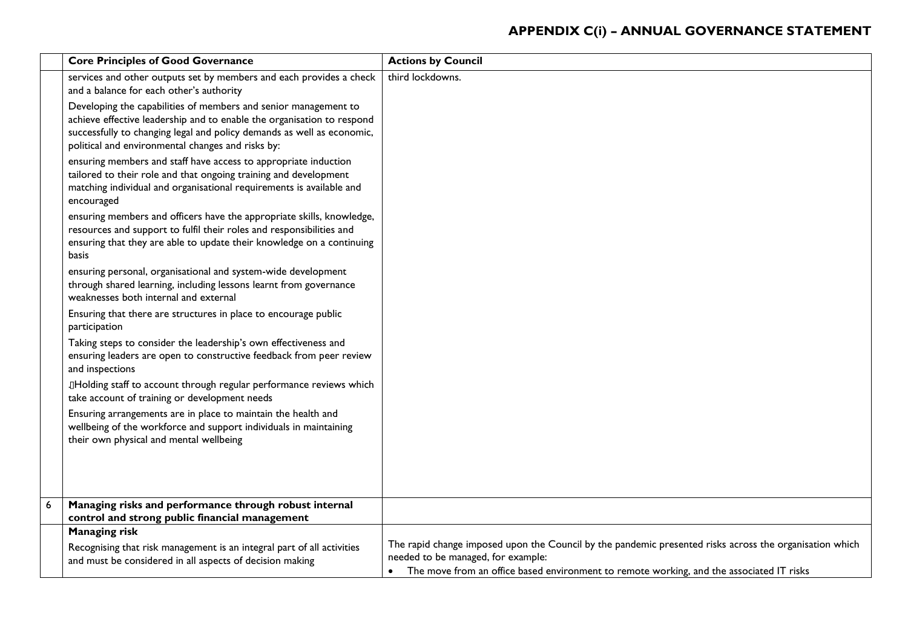## APPENDIX C(i) – ANNUAL GOVERNANCE STATEMENT

| | Core Principles of Good Governance | Actions by Council |
|---|---|---|
| | services and other outputs set by members and each provides a check and a balance for each other's authority<br><br>Developing the capabilities of members and senior management to achieve effective leadership and to enable the organisation to respond successfully to changing legal and policy demands as well as economic, political and environmental changes and risks by:<br><br>ensuring members and staff have access to appropriate induction tailored to their role and that ongoing training and development matching individual and organisational requirements is available and encouraged<br><br>ensuring members and officers have the appropriate skills, knowledge, resources and support to fulfil their roles and responsibilities and ensuring that they are able to update their knowledge on a continuing basis<br><br>ensuring personal, organisational and system-wide development through shared learning, including lessons learnt from governance weaknesses both internal and external<br><br>Ensuring that there are structures in place to encourage public participation<br><br>Taking steps to consider the leadership's own effectiveness and ensuring leaders are open to constructive feedback from peer review and inspections<br><br>Holding staff to account through regular performance reviews which take account of training or development needs<br><br>Ensuring arrangements are in place to maintain the health and wellbeing of the workforce and support individuals in maintaining their own physical and mental wellbeing | third lockdowns. |
| 6 | **Managing risks and performance through robust internal control and strong public financial management** | |
| | **Managing risk**<br><br>Recognising that risk management is an integral part of all activities and must be considered in all aspects of decision making | The rapid change imposed upon the Council by the pandemic presented risks across the organisation which needed to be managed, for example:<br>• The move from an office based environment to remote working, and the associated IT risks |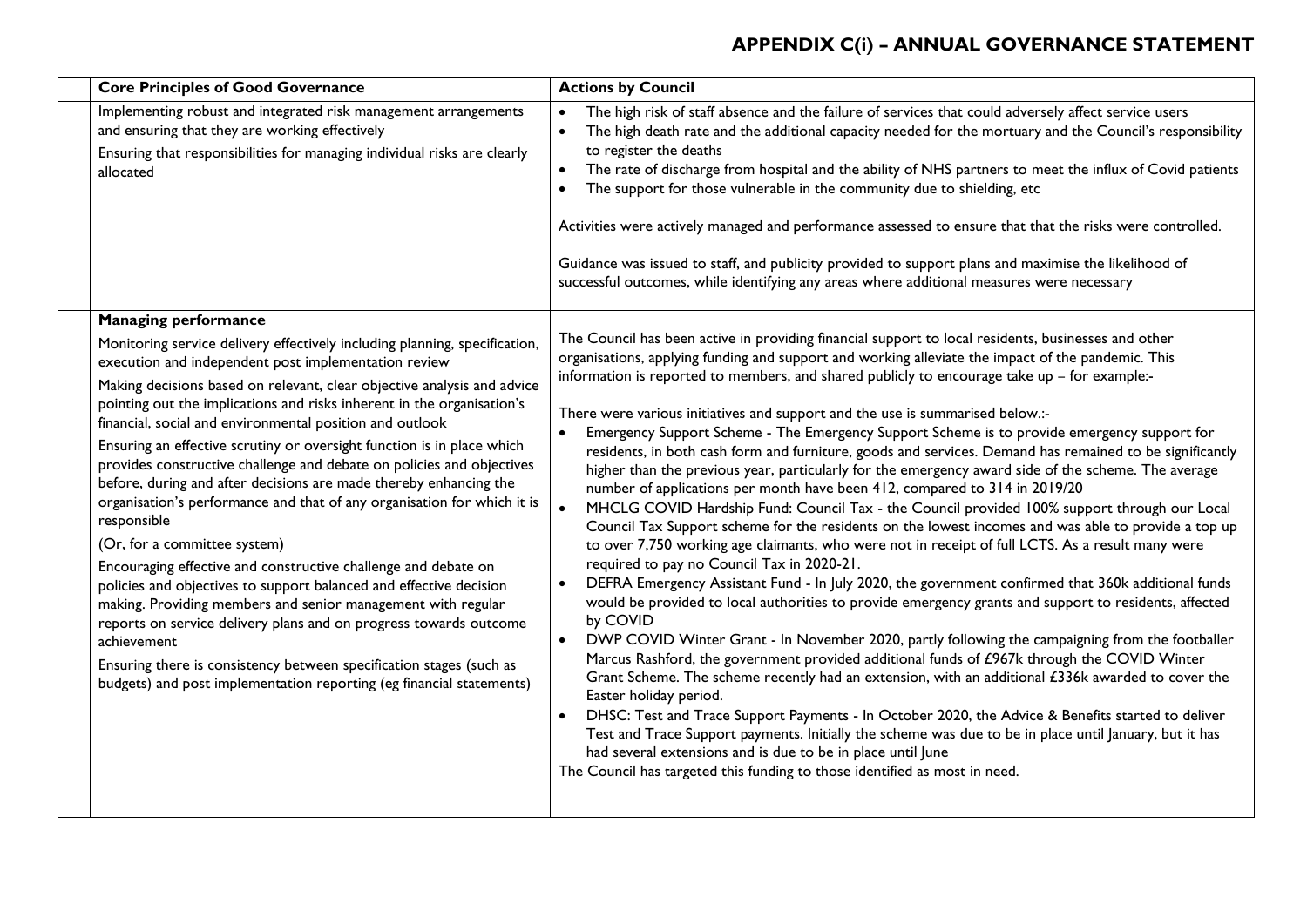# APPENDIX C(i) – ANNUAL GOVERNANCE STATEMENT

| | Core Principles of Good Governance | Actions by Council |
|---|---|---|
| | Implementing robust and integrated risk management arrangements and ensuring that they are working effectively<br><br>Ensuring that responsibilities for managing individual risks are clearly allocated | • The high risk of staff absence and the failure of services that could adversely affect service users<br>• The high death rate and the additional capacity needed for the mortuary and the Council's responsibility to register the deaths<br>• The rate of discharge from hospital and the ability of NHS partners to meet the influx of Covid patients<br>• The support for those vulnerable in the community due to shielding, etc<br><br>Activities were actively managed and performance assessed to ensure that that the risks were controlled.<br><br>Guidance was issued to staff, and publicity provided to support plans and maximise the likelihood of successful outcomes, while identifying any areas where additional measures were necessary |
| | **Managing performance**<br><br>Monitoring service delivery effectively including planning, specification, execution and independent post implementation review<br><br>Making decisions based on relevant, clear objective analysis and advice pointing out the implications and risks inherent in the organisation's financial, social and environmental position and outlook<br><br>Ensuring an effective scrutiny or oversight function is in place which provides constructive challenge and debate on policies and objectives before, during and after decisions are made thereby enhancing the organisation's performance and that of any organisation for which it is responsible<br><br>(Or, for a committee system)<br><br>Encouraging effective and constructive challenge and debate on policies and objectives to support balanced and effective decision making. Providing members and senior management with regular reports on service delivery plans and on progress towards outcome achievement<br><br>Ensuring there is consistency between specification stages (such as budgets) and post implementation reporting (eg financial statements) | The Council has been active in providing financial support to local residents, businesses and other organisations, applying funding and support and working alleviate the impact of the pandemic. This information is reported to members, and shared publicly to encourage take up – for example:-<br><br>There were various initiatives and support and the use is summarised below.:-<br>• Emergency Support Scheme - The Emergency Support Scheme is to provide emergency support for residents, in both cash form and furniture, goods and services. Demand has remained to be significantly higher than the previous year, particularly for the emergency award side of the scheme. The average number of applications per month have been 412, compared to 314 in 2019/20<br>• MHCLG COVID Hardship Fund: Council Tax - the Council provided 100% support through our Local Council Tax Support scheme for the residents on the lowest incomes and was able to provide a top up to over 7,750 working age claimants, who were not in receipt of full LCTS. As a result many were required to pay no Council Tax in 2020-21.<br>• DEFRA Emergency Assistant Fund - In July 2020, the government confirmed that 360k additional funds would be provided to local authorities to provide emergency grants and support to residents, affected by COVID<br>• DWP COVID Winter Grant - In November 2020, partly following the campaigning from the footballer Marcus Rashford, the government provided additional funds of £967k through the COVID Winter Grant Scheme. The scheme recently had an extension, with an additional £336k awarded to cover the Easter holiday period.<br>• DHSC: Test and Trace Support Payments - In October 2020, the Advice & Benefits started to deliver Test and Trace Support payments. Initially the scheme was due to be in place until January, but it has had several extensions and is due to be in place until June<br><br>The Council has targeted this funding to those identified as most in need. |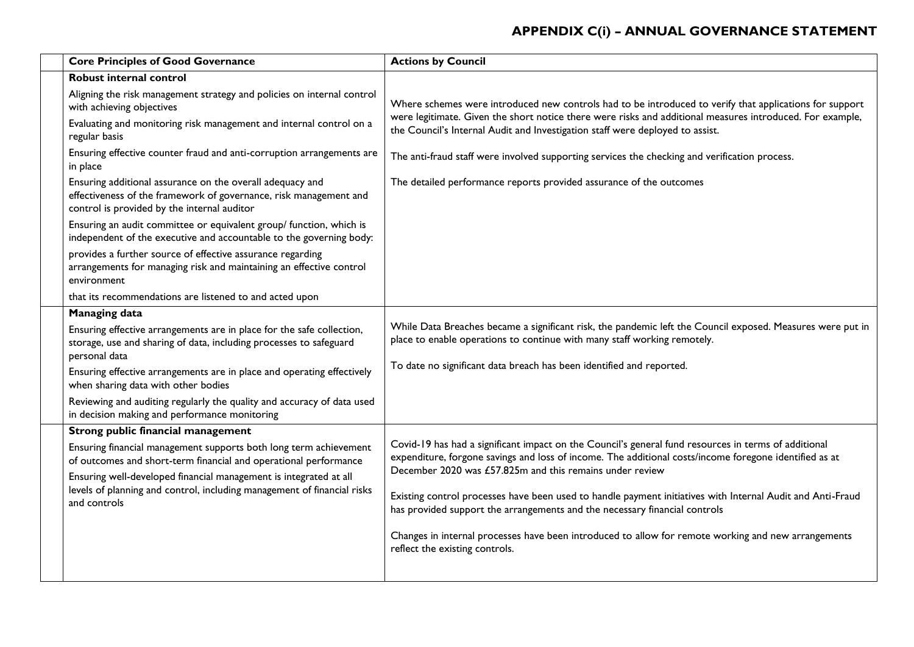# APPENDIX C(i) – ANNUAL GOVERNANCE STATEMENT

| | Core Principles of Good Governance | Actions by Council |
|---|---|---|
| | **Robust internal control**<br><br>Aligning the risk management strategy and policies on internal control with achieving objectives<br><br>Evaluating and monitoring risk management and internal control on a regular basis<br><br>Ensuring effective counter fraud and anti-corruption arrangements are in place<br><br>Ensuring additional assurance on the overall adequacy and effectiveness of the framework of governance, risk management and control is provided by the internal auditor<br><br>Ensuring an audit committee or equivalent group/ function, which is independent of the executive and accountable to the governing body:<br><br>provides a further source of effective assurance regarding arrangements for managing risk and maintaining an effective control environment<br><br>that its recommendations are listened to and acted upon | Where schemes were introduced new controls had to be introduced to verify that applications for support were legitimate. Given the short notice there were risks and additional measures introduced. For example, the Council's Internal Audit and Investigation staff were deployed to assist.<br><br>The anti-fraud staff were involved supporting services the checking and verification process.<br><br>The detailed performance reports provided assurance of the outcomes |
| | **Managing data**<br><br>Ensuring effective arrangements are in place for the safe collection, storage, use and sharing of data, including processes to safeguard personal data<br><br>Ensuring effective arrangements are in place and operating effectively when sharing data with other bodies<br><br>Reviewing and auditing regularly the quality and accuracy of data used in decision making and performance monitoring | While Data Breaches became a significant risk, the pandemic left the Council exposed. Measures were put in place to enable operations to continue with many staff working remotely.<br><br>To date no significant data breach has been identified and reported. |
| | **Strong public financial management**<br><br>Ensuring financial management supports both long term achievement of outcomes and short-term financial and operational performance<br><br>Ensuring well-developed financial management is integrated at all levels of planning and control, including management of financial risks and controls | Covid-19 has had a significant impact on the Council's general fund resources in terms of additional expenditure, forgone savings and loss of income. The additional costs/income foregone identified as at December 2020 was £57.825m and this remains under review<br><br>Existing control processes have been used to handle payment initiatives with Internal Audit and Anti-Fraud has provided support the arrangements and the necessary financial controls<br><br>Changes in internal processes have been introduced to allow for remote working and new arrangements reflect the existing controls. |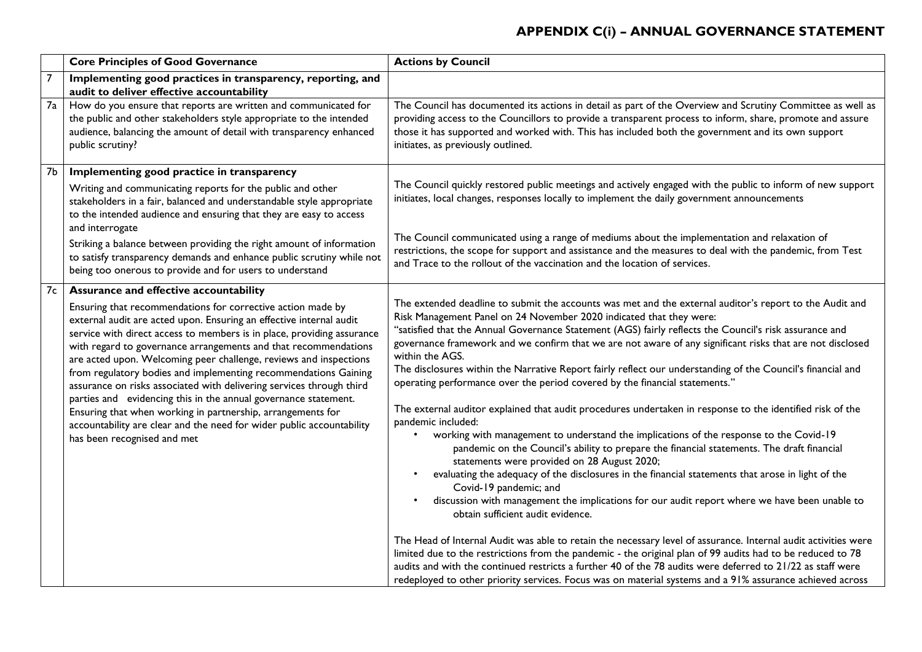# APPENDIX C(i) – ANNUAL GOVERNANCE STATEMENT

| | Core Principles of Good Governance | Actions by Council |
|---|---|---|
| 7 | **Implementing good practices in transparency, reporting, and audit to deliver effective accountability** | |
| 7a | How do you ensure that reports are written and communicated for the public and other stakeholders style appropriate to the intended audience, balancing the amount of detail with transparency enhanced public scrutiny? | The Council has documented its actions in detail as part of the Overview and Scrutiny Committee as well as providing access to the Councillors to provide a transparent process to inform, share, promote and assure those it has supported and worked with. This has included both the government and its own support initiates, as previously outlined. |
| 7b | **Implementing good practice in transparency**<br><br>Writing and communicating reports for the public and other stakeholders in a fair, balanced and understandable style appropriate to the intended audience and ensuring that they are easy to access and interrogate<br><br>Striking a balance between providing the right amount of information to satisfy transparency demands and enhance public scrutiny while not being too onerous to provide and for users to understand | The Council quickly restored public meetings and actively engaged with the public to inform of new support initiates, local changes, responses locally to implement the daily government announcements<br><br>The Council communicated using a range of mediums about the implementation and relaxation of restrictions, the scope for support and assistance and the measures to deal with the pandemic, from Test and Trace to the rollout of the vaccination and the location of services. |
| 7c | **Assurance and effective accountability**<br><br>Ensuring that recommendations for corrective action made by external audit are acted upon. Ensuring an effective internal audit service with direct access to members is in place, providing assurance with regard to governance arrangements and that recommendations are acted upon. Welcoming peer challenge, reviews and inspections from regulatory bodies and implementing recommendations Gaining assurance on risks associated with delivering services through third parties and evidencing this in the annual governance statement. Ensuring that when working in partnership, arrangements for accountability are clear and the need for wider public accountability has been recognised and met | The extended deadline to submit the accounts was met and the external auditor's report to the Audit and Risk Management Panel on 24 November 2020 indicated that they were:<br>"satisfied that the Annual Governance Statement (AGS) fairly reflects the Council's risk assurance and governance framework and we confirm that we are not aware of any significant risks that are not disclosed within the AGS.<br>The disclosures within the Narrative Report fairly reflect our understanding of the Council's financial and operating performance over the period covered by the financial statements."<br><br>The external auditor explained that audit procedures undertaken in response to the identified risk of the pandemic included:<br>• working with management to understand the implications of the response to the Covid-19 pandemic on the Council's ability to prepare the financial statements. The draft financial statements were provided on 28 August 2020;<br>• evaluating the adequacy of the disclosures in the financial statements that arose in light of the Covid-19 pandemic; and<br>• discussion with management the implications for our audit report where we have been unable to obtain sufficient audit evidence.<br><br>The Head of Internal Audit was able to retain the necessary level of assurance. Internal audit activities were limited due to the restrictions from the pandemic - the original plan of 99 audits had to be reduced to 78 audits and with the continued restricts a further 40 of the 78 audits were deferred to 21/22 as staff were redeployed to other priority services. Focus was on material systems and a 91% assurance achieved across |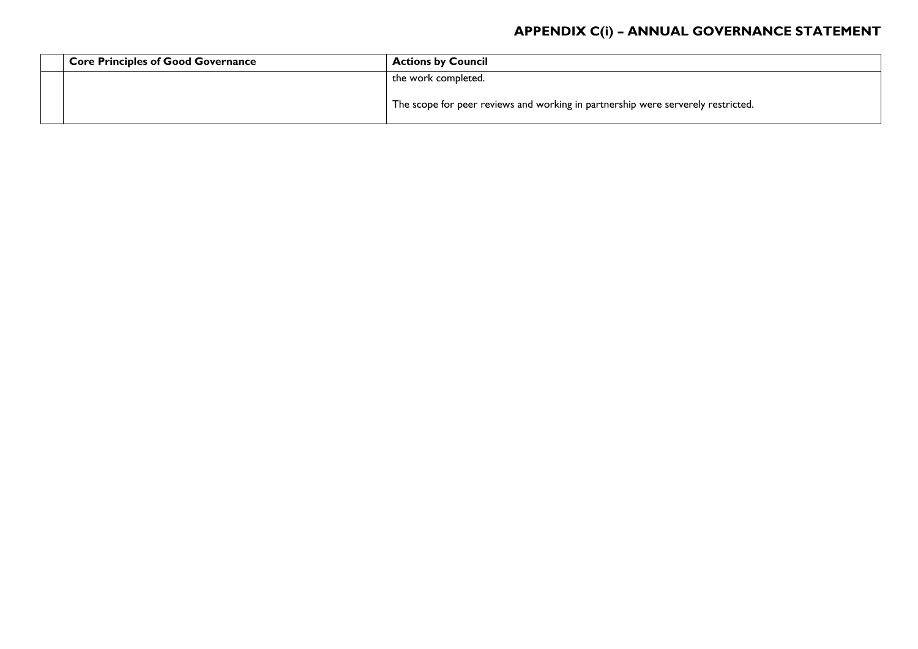| | Core Principles of Good Governance | Actions by Council |
| --- | --- | --- |
| | | the work completed.<br><br>The scope for peer reviews and working in partnership were serverely restricted. |